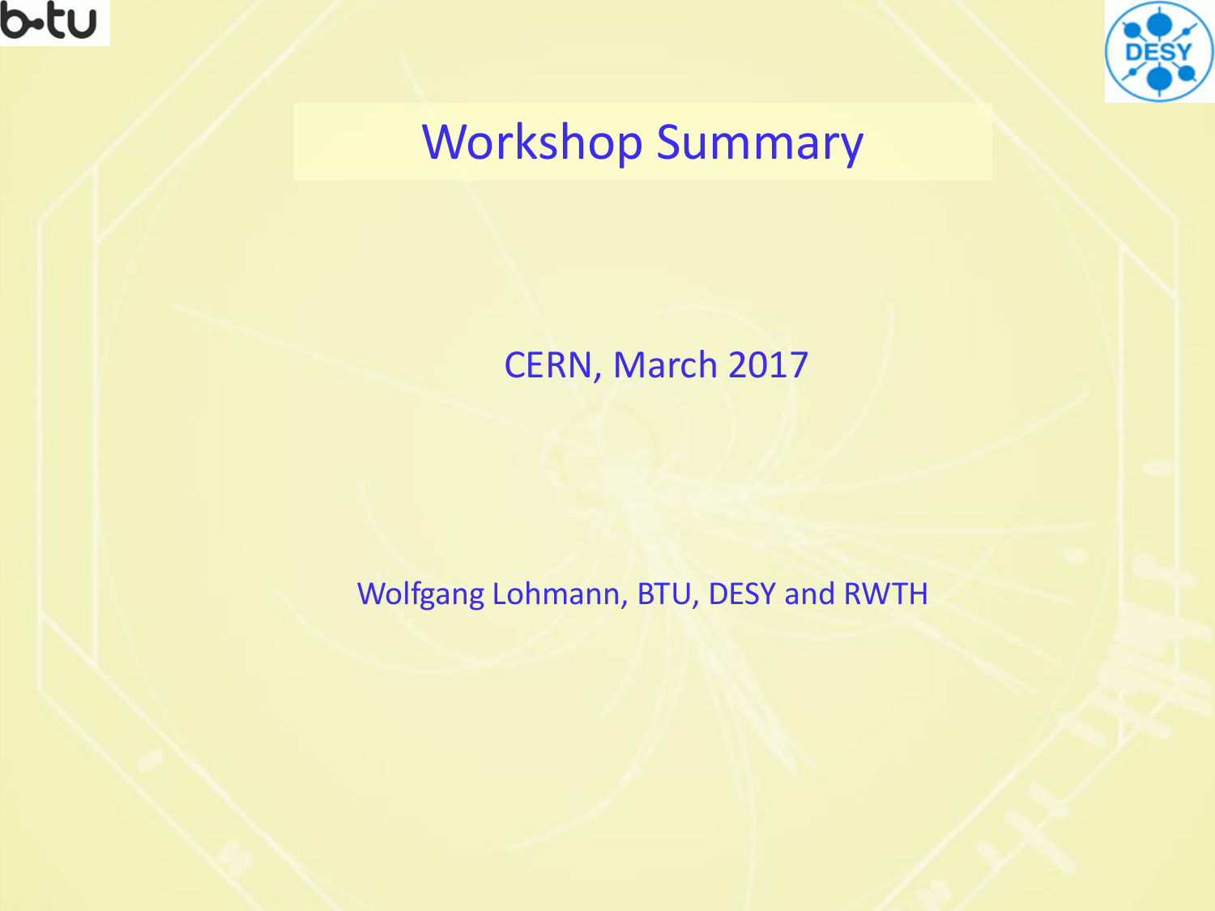# Workshop Summary

CERN, March 2017

Wolfgang Lohmann, BTU, DESY and RWTH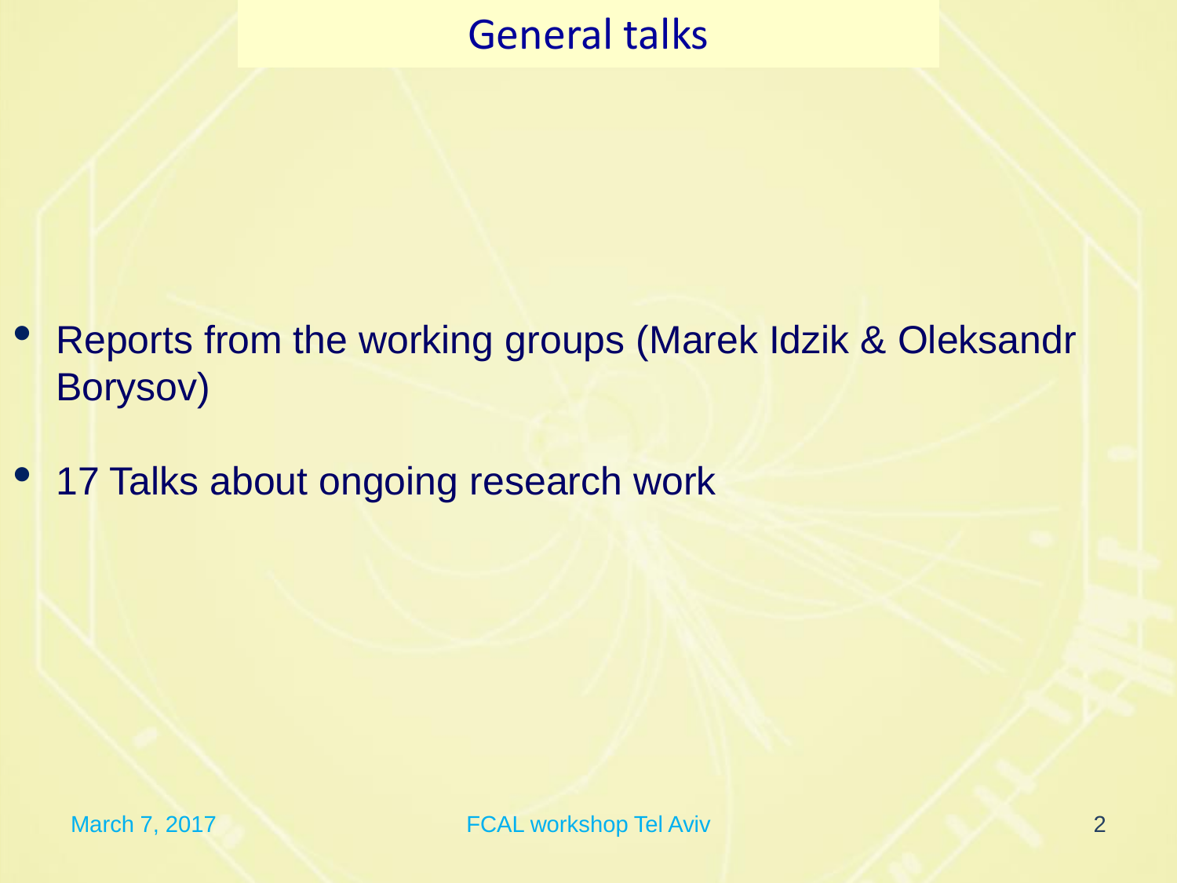# General talks

- Reports from the working groups (Marek Idzik & Oleksandr Borysov)
- 17 Talks about ongoing research work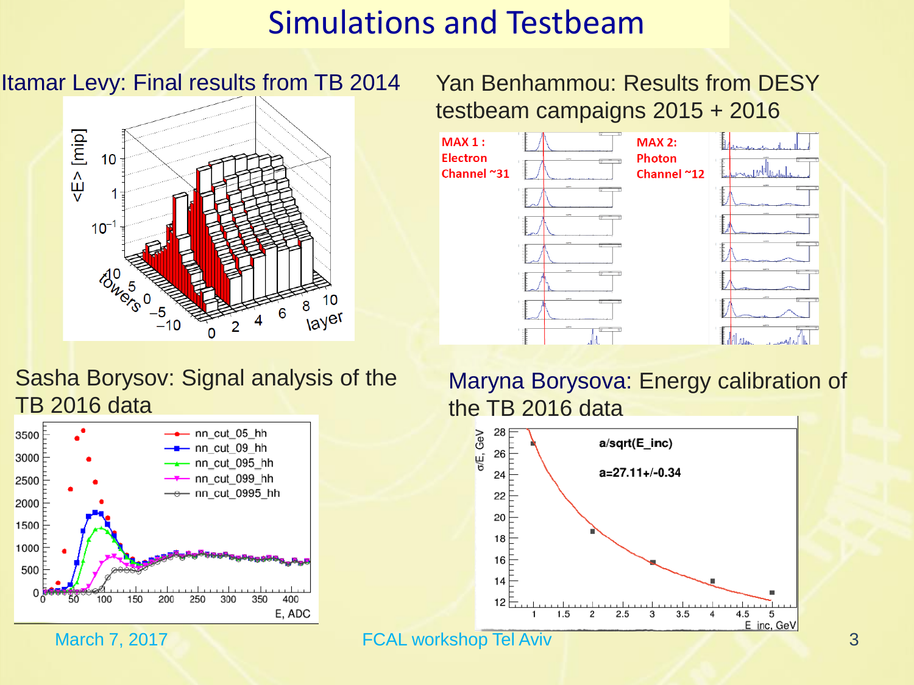# Simulations and Testbeam

Itamar Levy: Final results from TB 2014

Yan Benhammou: Results from DESY testbeam campaigns 2015 + 2016

MAX 1 : Electron Channel ~31

MAX 2: Photon Channel ~12

Sasha Borysov: Signal analysis of the TB 2016 data

Maryna Borysova: Energy calibration of the TB 2016 data

a/sqrt(E_inc)

a=27.11+/-0.34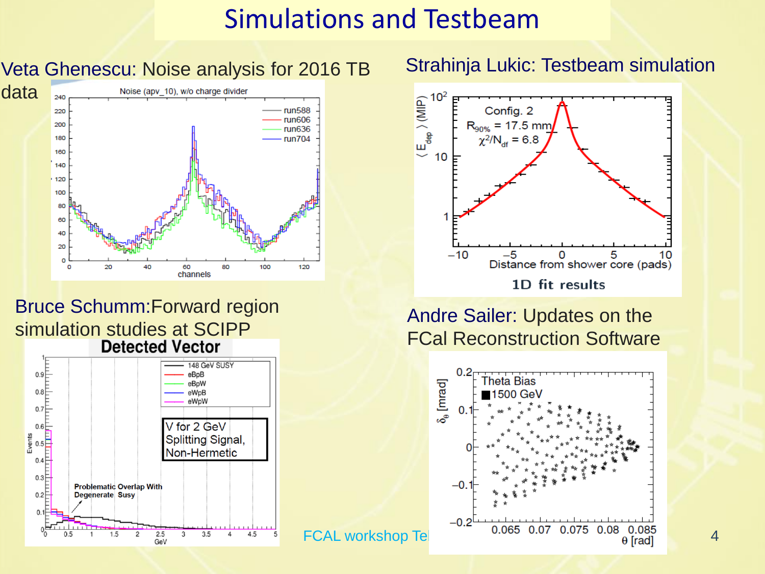# Simulations and Testbeam

Veta Ghenescu: Noise analysis for 2016 TB data

Strahinja Lukic: Testbeam simulation

Bruce Schumm: Forward region simulation studies at SCIPP

Andre Sailer: Updates on the FCal Reconstruction Software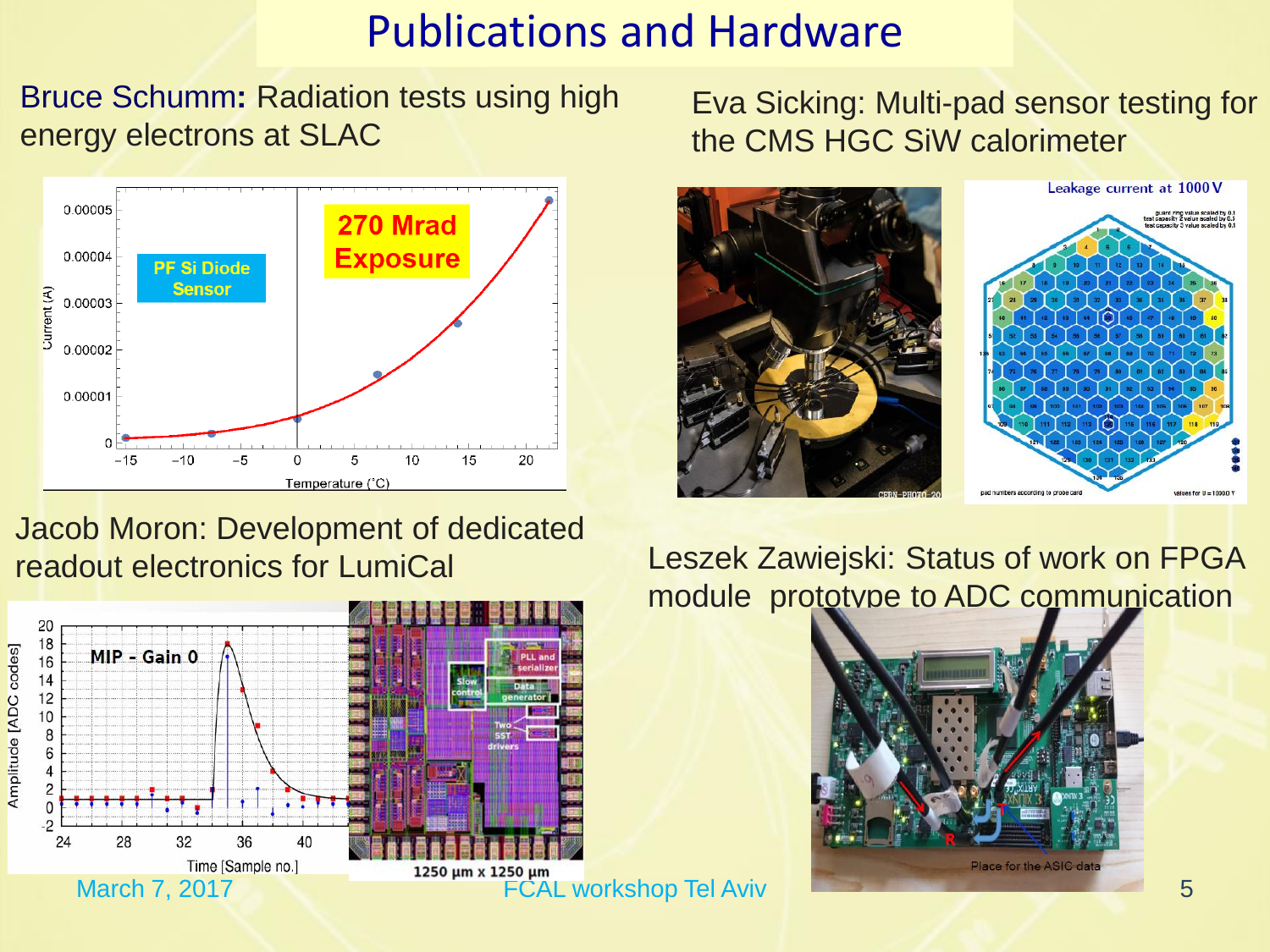# Publications and Hardware

Bruce Schumm: Radiation tests using high energy electrons at SLAC

Eva Sicking: Multi-pad sensor testing for the CMS HGC SiW calorimeter

Jacob Moron: Development of dedicated readout electronics for LumiCal

Leszek Zawiejski: Status of work on FPGA module prototype to ADC communication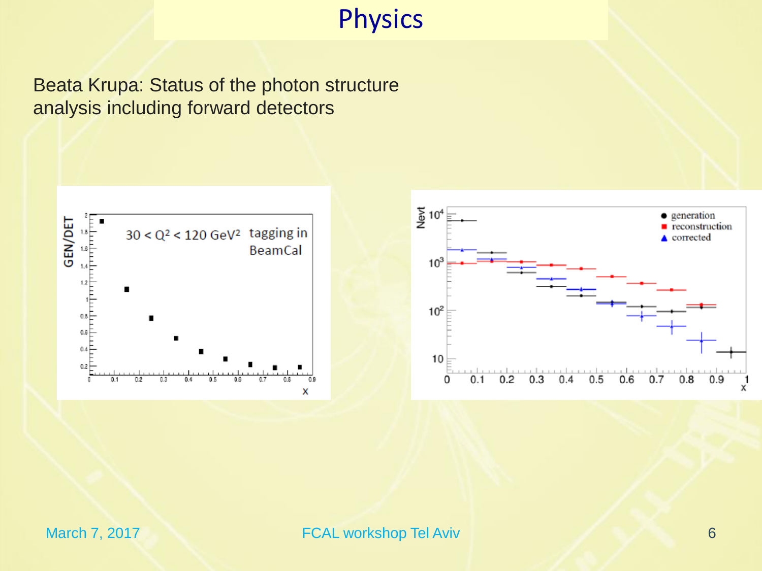# Physics

Beata Krupa: Status of the photon structure analysis including forward detectors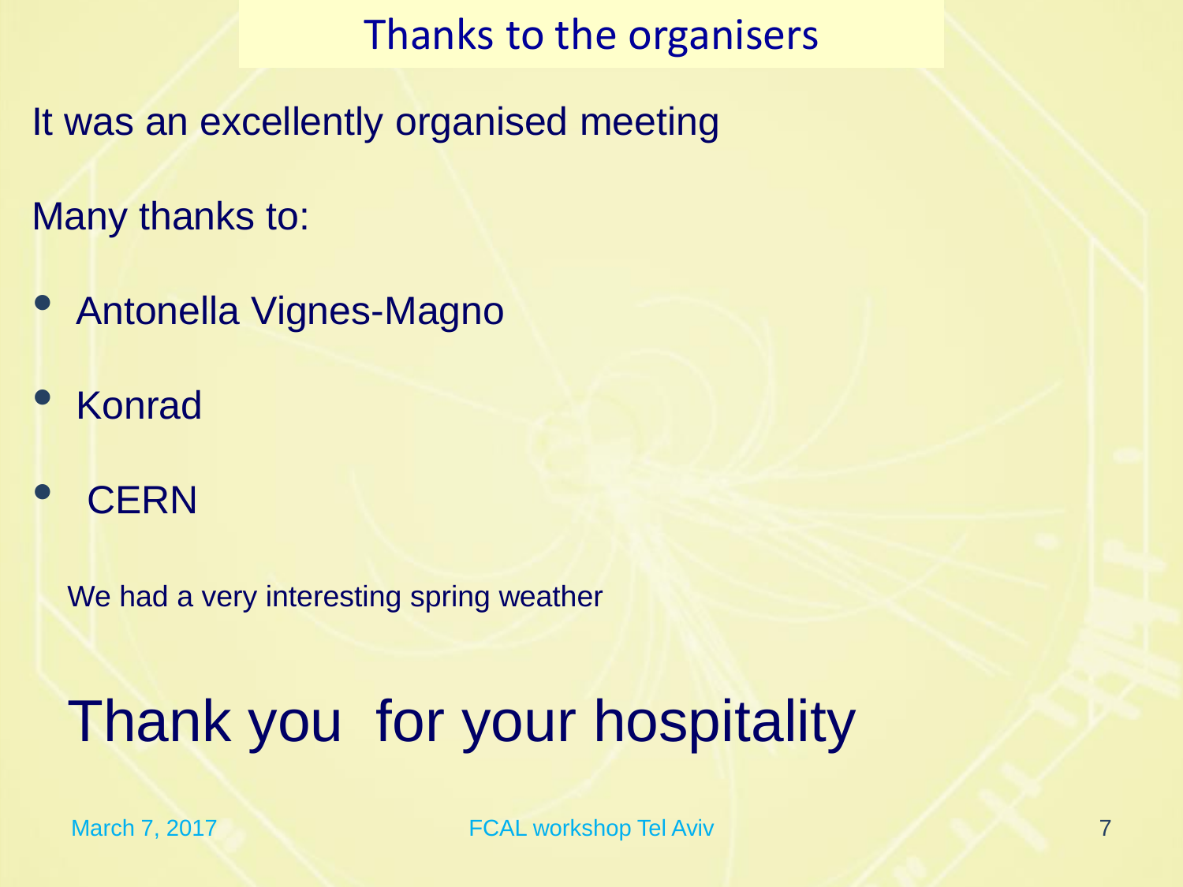# Thanks to the organisers

It was an excellently organised meeting

Many thanks to:

- Antonella Vignes-Magno
- Konrad
- CERN

We had a very interesting spring weather

## Thank you for your hospitality